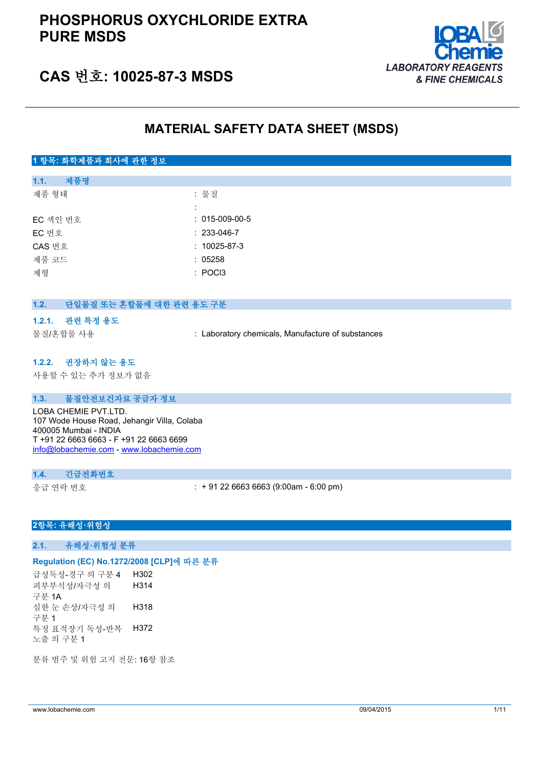# PHOSPHORUS OXYCHLORIDE EXTRA PURE MSDS

## CAS 번호: 10025-87-3 MSDS

LOBA Chemie
LABORATORY REAGENTS & FINE CHEMICALS

## MATERIAL SAFETY DATA SHEET (MSDS)

### 1 항목: 화학제품과 회사에 관한 정보

#### 1.1. 제품명

| | |
|---|---|
| 제품 형태 | : 물질 |
| | : |
| EC 색인 번호 | : 015-009-00-5 |
| EC 번호 | : 233-046-7 |
| CAS 번호 | : 10025-87-3 |
| 제품 코드 | : 05258 |
| 제형 | : POCl3 |

#### 1.2. 단일물질 또는 혼합물에 대한 관련 용도 구분

##### 1.2.1. 관련 특정 용도

| | |
|---|---|
| 물질/혼합물 사용 | : Laboratory chemicals, Manufacture of substances |

##### 1.2.2. 권장하지 않는 용도

사용할 수 있는 추가 정보가 없음

#### 1.3. 물질안전보건자료 공급자 정보

LOBA CHEMIE PVT.LTD.
107 Wode House Road, Jehangir Villa, Colaba
400005 Mumbai - INDIA
T +91 22 6663 6663 - F +91 22 6663 6699
info@lobachemie.com - www.lobachemie.com

#### 1.4. 긴급전화번호

| | |
|---|---|
| 응급 연락 번호 | : + 91 22 6663 6663 (9:00am - 6:00 pm) |

### 2항목: 유해성·위험성

#### 2.1. 유해성·위험성 분류

**Regulation (EC) No.1272/2008 [CLP]에 따른 분류**

| | |
|---|---|
| 급성독성-경구 의 구분 4 | H302 |
| 피부부식성/자극성 의 구분 1A | H314 |
| 심한 눈 손상/자극성 의 구분 1 | H318 |
| 특정 표적장기 독성-반복 노출 의 구분 1 | H372 |

분류 범주 및 위험 고지 전문: 16항 참조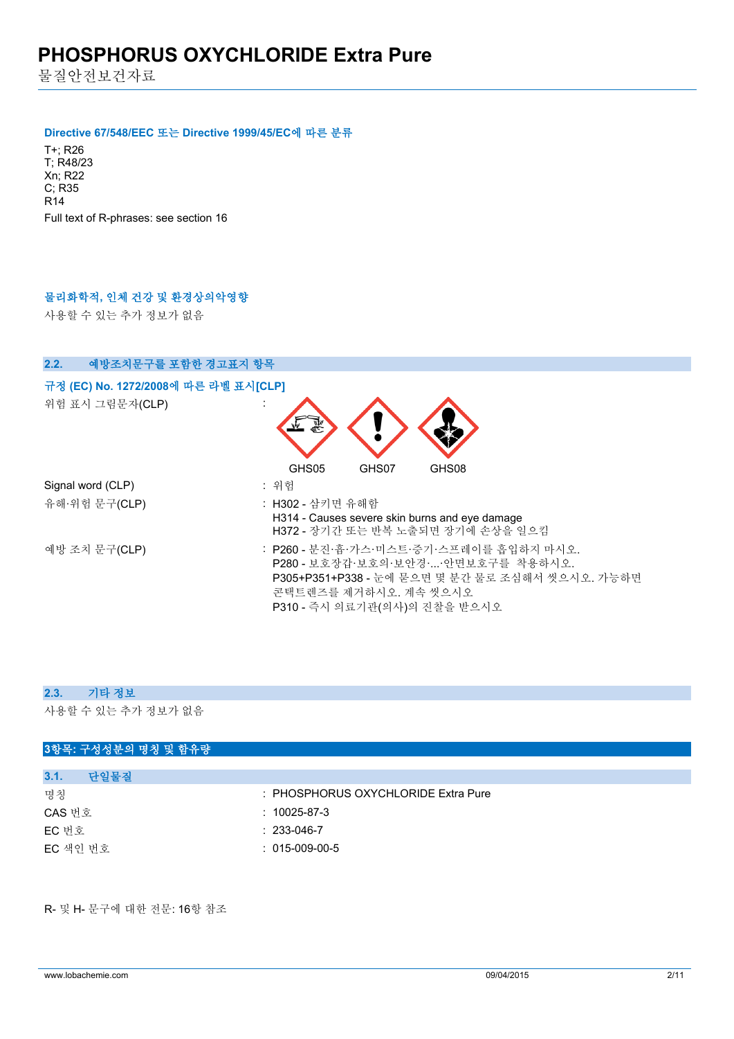### Directive 67/548/EEC 또는 Directive 1999/45/EC에 따른 분류

T+; R26
T; R48/23
Xn; R22
C; R35
R14

Full text of R-phrases: see section 16

### 물리화학적, 인체 건강 및 환경상의악영향

사용할 수 있는 추가 정보가 없음

## 2.2. 예방조치문구를 포함한 경고표지 항목

### 규정 (EC) No. 1272/2008에 따른 라벨 표시[CLP]

위험 표시 그림문자(CLP) : GHS05 GHS07 GHS08

Signal word (CLP) : 위험

유해·위험 문구(CLP) :
- H302 - 삼키면 유해함
- H314 - Causes severe skin burns and eye damage
- H372 - 장기간 또는 반복 노출되면 장기에 손상을 일으킴

예방 조치 문구(CLP) :
- P260 - 분진·흄·가스·미스트·증기·스프레이를 흡입하지 마시오.
- P280 - 보호장갑·보호의·보안경·...·안면보호구를 착용하시오.
- P305+P351+P338 - 눈에 묻으면 몇 분간 물로 조심해서 씻으시오. 가능하면 콘택트렌즈를 제거하시오. 계속 씻으시오
- P310 - 즉시 의료기관(의사)의 진찰을 받으시오

## 2.3. 기타 정보

사용할 수 있는 추가 정보가 없음

# 3항목: 구성성분의 명칭 및 함유량

## 3.1. 단일물질

| | |
|---|---|
| 명칭 | : PHOSPHORUS OXYCHLORIDE Extra Pure |
| CAS 번호 | : 10025-87-3 |
| EC 번호 | : 233-046-7 |
| EC 색인 번호 | : 015-009-00-5 |

R- 및 H- 문구에 대한 전문: 16항 참조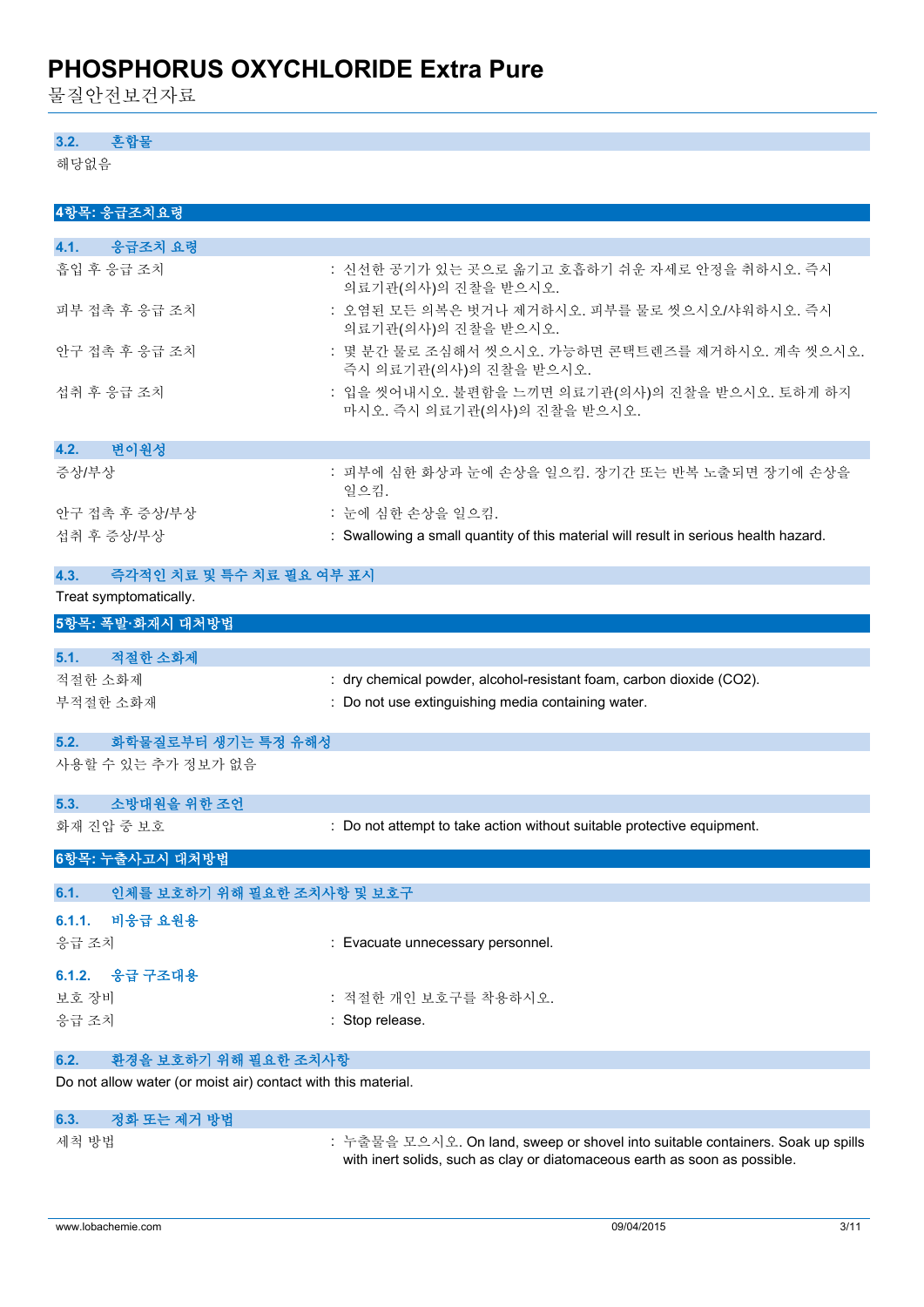### 3.2. 혼합물

해당없음

## 4항목: 응급조치요령

### 4.1. 응급조치 요령

| | |
|---|---|
| 흡입 후 응급 조치 | : 신선한 공기가 있는 곳으로 옮기고 호흡하기 쉬운 자세로 안정을 취하시오. 즉시 의료기관(의사)의 진찰을 받으시오. |
| 피부 접촉 후 응급 조치 | : 오염된 모든 의복은 벗거나 제거하시오. 피부를 물로 씻으시오/샤워하시오. 즉시 의료기관(의사)의 진찰을 받으시오. |
| 안구 접촉 후 응급 조치 | : 몇 분간 물로 조심해서 씻으시오. 가능하면 콘택트렌즈를 제거하시오. 계속 씻으시오. 즉시 의료기관(의사)의 진찰을 받으시오. |
| 섭취 후 응급 조치 | : 입을 씻어내시오. 불편함을 느끼면 의료기관(의사)의 진찰을 받으시오. 토하게 하지 마시오. 즉시 의료기관(의사)의 진찰을 받으시오. |

### 4.2. 변이원성

| | |
|---|---|
| 증상/부상 | : 피부에 심한 화상과 눈에 손상을 일으킴. 장기간 또는 반복 노출되면 장기에 손상을 일으킴. |
| 안구 접촉 후 증상/부상 | : 눈에 심한 손상을 일으킴. |
| 섭취 후 증상/부상 | : Swallowing a small quantity of this material will result in serious health hazard. |

### 4.3. 즉각적인 치료 및 특수 치료 필요 여부 표시

Treat symptomatically.

## 5항목: 폭발·화재시 대처방법

### 5.1. 적절한 소화제

| | |
|---|---|
| 적절한 소화제 | : dry chemical powder, alcohol-resistant foam, carbon dioxide ($CO_2$). |
| 부적절한 소화재 | : Do not use extinguishing media containing water. |

### 5.2. 화학물질로부터 생기는 특정 유해성

사용할 수 있는 추가 정보가 없음

### 5.3. 소방대원을 위한 조언

| | |
|---|---|
| 화재 진압 중 보호 | : Do not attempt to take action without suitable protective equipment. |

## 6항목: 누출사고시 대처방법

### 6.1. 인체를 보호하기 위해 필요한 조치사항 및 보호구

#### 6.1.1. 비응급 요원용

| | |
|---|---|
| 응급 조치 | : Evacuate unnecessary personnel. |

#### 6.1.2. 응급 구조대용

| | |
|---|---|
| 보호 장비 | : 적절한 개인 보호구를 착용하시오. |
| 응급 조치 | : Stop release. |

### 6.2. 환경을 보호하기 위해 필요한 조치사항

Do not allow water (or moist air) contact with this material.

### 6.3. 정화 또는 제거 방법

| | |
|---|---|
| 세척 방법 | : 누출물을 모으시오. On land, sweep or shovel into suitable containers. Soak up spills with inert solids, such as clay or diatomaceous earth as soon as possible. |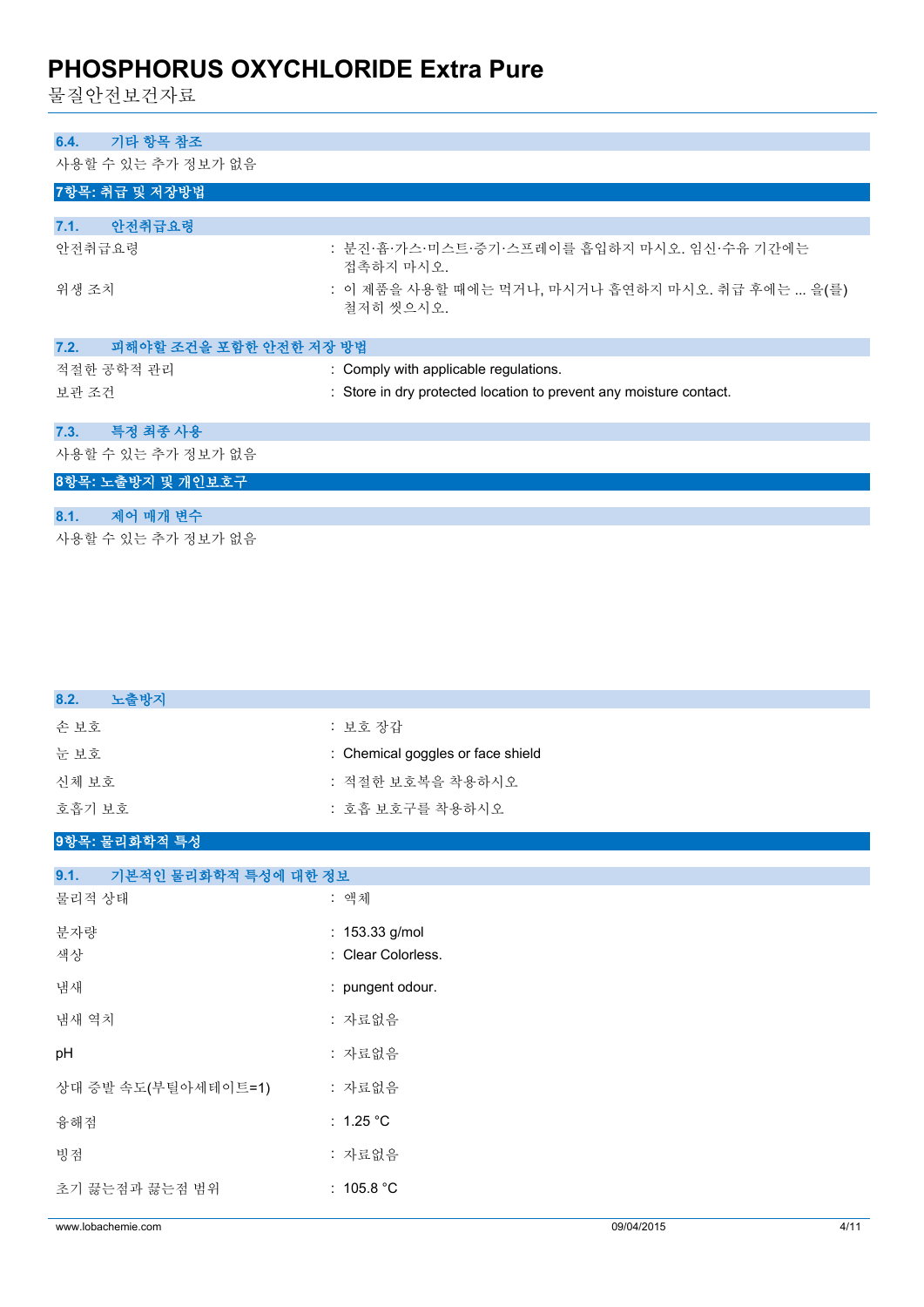### 6.4. 기타 항목 참조

사용할 수 있는 추가 정보가 없음

## 7항목: 취급 및 저장방법

### 7.1. 안전취급요령

| | |
|---|---|
| 안전취급요령 | : 분진·흄·가스·미스트·증기·스프레이를 흡입하지 마시오. 임신·수유 기간에는 접촉하지 마시오. |
| 위생 조치 | : 이 제품을 사용할 때에는 먹거나, 마시거나 흡연하지 마시오. 취급 후에는 ... 을(를) 철저히 씻으시오. |

### 7.2. 피해야할 조건을 포함한 안전한 저장 방법

| | |
|---|---|
| 적절한 공학적 관리 | : Comply with applicable regulations. |
| 보관 조건 | : Store in dry protected location to prevent any moisture contact. |

### 7.3. 특정 최종 사용

사용할 수 있는 추가 정보가 없음

## 8항목: 노출방지 및 개인보호구

### 8.1. 제어 매개 변수

사용할 수 있는 추가 정보가 없음

### 8.2. 노출방지

| | |
|---|---|
| 손 보호 | : 보호 장갑 |
| 눈 보호 | : Chemical goggles or face shield |
| 신체 보호 | : 적절한 보호복을 착용하시오 |
| 호흡기 보호 | : 호흡 보호구를 착용하시오 |

## 9항목: 물리화학적 특성

### 9.1. 기본적인 물리화학적 특성에 대한 정보

| | |
|---|---|
| 물리적 상태 | : 액체 |
| 분자량 | : 153.33 g/mol |
| 색상 | : Clear Colorless. |
| 냄새 | : pungent odour. |
| 냄새 역치 | : 자료없음 |
| pH | : 자료없음 |
| 상대 증발 속도(부틸아세테이트=1) | : 자료없음 |
| 융해점 | : 1.25 °C |
| 빙점 | : 자료없음 |
| 초기 끓는점과 끓는점 범위 | : 105.8 °C |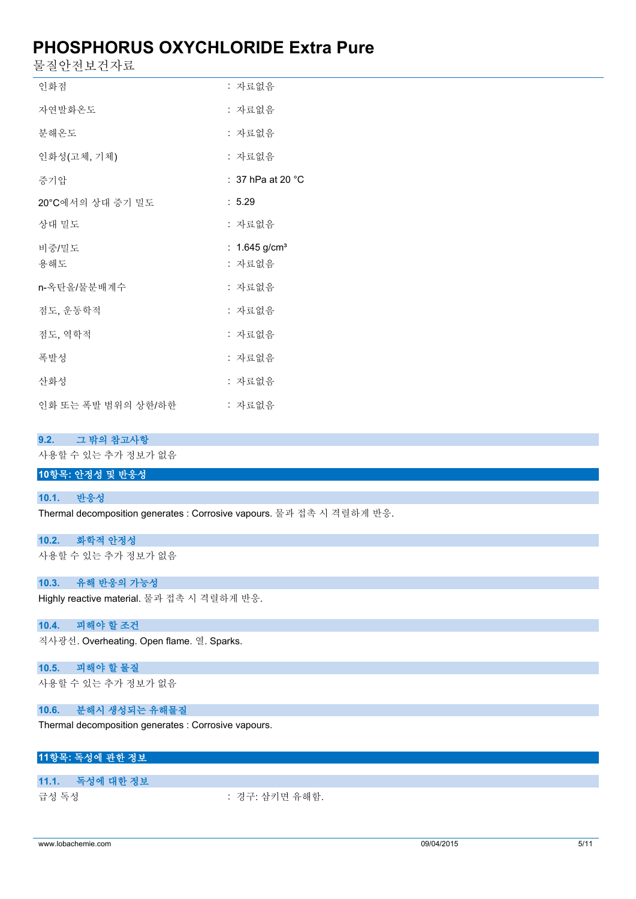| | |
|---|---|
| 인화점 | : 자료없음 |
| 자연발화온도 | : 자료없음 |
| 분해온도 | : 자료없음 |
| 인화성(고체, 기체) | : 자료없음 |
| 증기압 | : 37 hPa at 20 °C |
| 20°C에서의 상대 증기 밀도 | : 5.29 |
| 상대 밀도 | : 자료없음 |
| 비중/밀도 | : 1.645 g/cm³ |
| 용해도 | : 자료없음 |
| n-옥탄올/물분배계수 | : 자료없음 |
| 점도, 운동학적 | : 자료없음 |
| 점도, 역학적 | : 자료없음 |
| 폭발성 | : 자료없음 |
| 산화성 | : 자료없음 |
| 인화 또는 폭발 범위의 상한/하한 | : 자료없음 |

### 9.2. 그 밖의 참고사항

사용할 수 있는 추가 정보가 없음

## 10항목: 안정성 및 반응성

### 10.1. 반응성

Thermal decomposition generates : Corrosive vapours. 물과 접촉 시 격렬하게 반응.

### 10.2. 화학적 안정성

사용할 수 있는 추가 정보가 없음

### 10.3. 유해 반응의 가능성

Highly reactive material. 물과 접촉 시 격렬하게 반응.

### 10.4. 피해야 할 조건

직사광선. Overheating. Open flame. 열. Sparks.

### 10.5. 피해야 할 물질

사용할 수 있는 추가 정보가 없음

### 10.6. 분해시 생성되는 유해물질

Thermal decomposition generates : Corrosive vapours.

## 11항목: 독성에 관한 정보

### 11.1. 독성에 대한 정보

| | |
|---|---|
| 급성 독성 | : 경구: 삼키면 유해함. |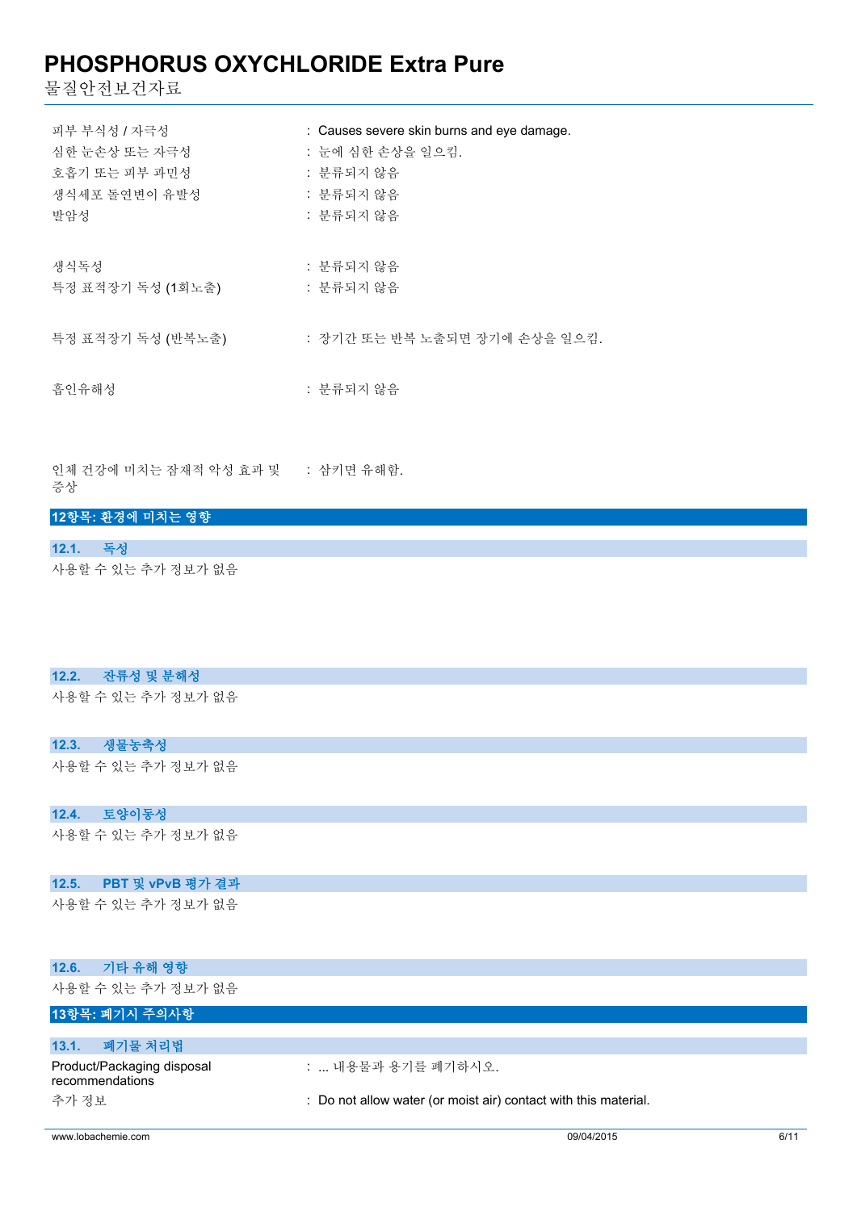| | |
|---|---|
| 피부 부식성 / 자극성 | : Causes severe skin burns and eye damage. |
| 심한 눈손상 또는 자극성 | : 눈에 심한 손상을 일으킴. |
| 호흡기 또는 피부 과민성 | : 분류되지 않음 |
| 생식세포 돌연변이 유발성 | : 분류되지 않음 |
| 발암성 | : 분류되지 않음 |
| 생식독성 | : 분류되지 않음 |
| 특정 표적장기 독성 (1회노출) | : 분류되지 않음 |
| 특정 표적장기 독성 (반복노출) | : 장기간 또는 반복 노출되면 장기에 손상을 일으킴. |
| 흡인유해성 | : 분류되지 않음 |
| 인체 건강에 미치는 잠재적 악성 효과 및 증상 | : 삼키면 유해함. |

## 12항목: 환경에 미치는 영향

### 12.1. 독성

사용할 수 있는 추가 정보가 없음

### 12.2. 잔류성 및 분해성

사용할 수 있는 추가 정보가 없음

### 12.3. 생물농축성

사용할 수 있는 추가 정보가 없음

### 12.4. 토양이동성

사용할 수 있는 추가 정보가 없음

### 12.5. PBT 및 vPvB 평가 결과

사용할 수 있는 추가 정보가 없음

### 12.6. 기타 유해 영향

사용할 수 있는 추가 정보가 없음

## 13항목: 폐기시 주의사항

### 13.1. 폐기물 처리법

| | |
|---|---|
| Product/Packaging disposal recommendations | : ... 내용물과 용기를 폐기하시오. |
| 추가 정보 | : Do not allow water (or moist air) contact with this material. |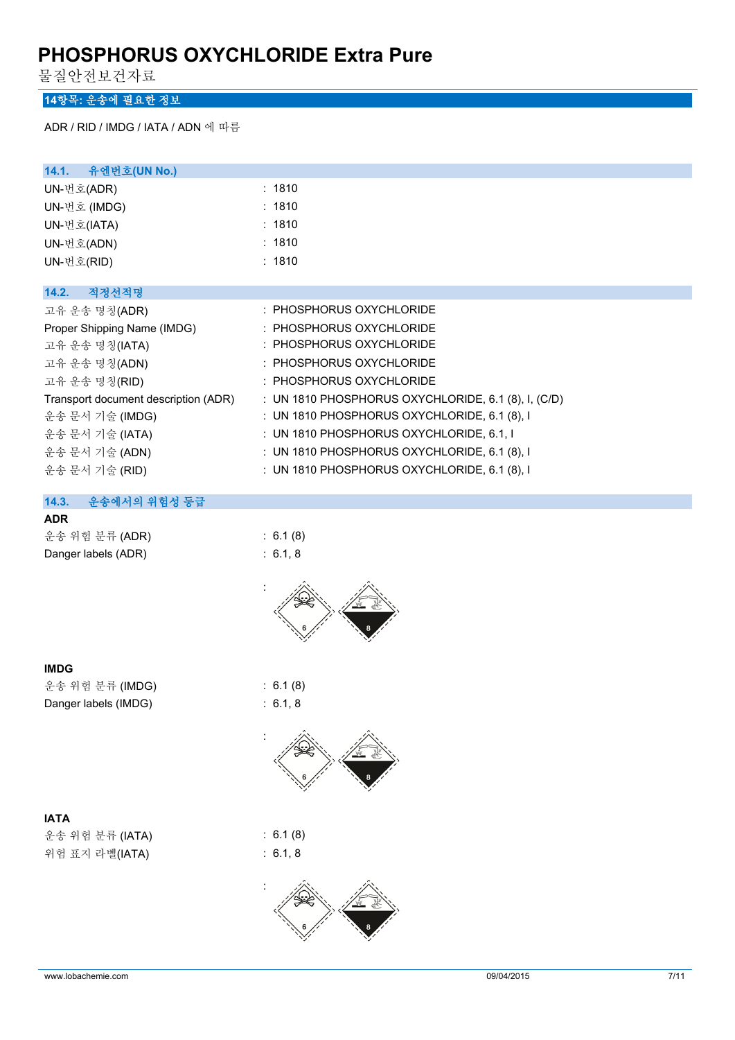## 14항목: 운송에 필요한 정보

ADR / RID / IMDG / IATA / ADN 에 따름

### 14.1. 유엔번호(UN No.)

| | |
|---|---|
| UN-번호(ADR) | : 1810 |
| UN-번호 (IMDG) | : 1810 |
| UN-번호(IATA) | : 1810 |
| UN-번호(ADN) | : 1810 |
| UN-번호(RID) | : 1810 |

### 14.2. 적정선적명

| | |
|---|---|
| 고유 운송 명칭(ADR) | : PHOSPHORUS OXYCHLORIDE |
| Proper Shipping Name (IMDG) | : PHOSPHORUS OXYCHLORIDE |
| 고유 운송 명칭(IATA) | : PHOSPHORUS OXYCHLORIDE |
| 고유 운송 명칭(ADN) | : PHOSPHORUS OXYCHLORIDE |
| 고유 운송 명칭(RID) | : PHOSPHORUS OXYCHLORIDE |
| Transport document description (ADR) | : UN 1810 PHOSPHORUS OXYCHLORIDE, 6.1 (8), I, (C/D) |
| 운송 문서 기술 (IMDG) | : UN 1810 PHOSPHORUS OXYCHLORIDE, 6.1 (8), I |
| 운송 문서 기술 (IATA) | : UN 1810 PHOSPHORUS OXYCHLORIDE, 6.1, I |
| 운송 문서 기술 (ADN) | : UN 1810 PHOSPHORUS OXYCHLORIDE, 6.1 (8), I |
| 운송 문서 기술 (RID) | : UN 1810 PHOSPHORUS OXYCHLORIDE, 6.1 (8), I |

### 14.3. 운송에서의 위험성 등급

**ADR**

| | |
|---|---|
| 운송 위험 분류 (ADR) | : 6.1 (8) |
| Danger labels (ADR) | : 6.1, 8 |

**IMDG**

| | |
|---|---|
| 운송 위험 분류 (IMDG) | : 6.1 (8) |
| Danger labels (IMDG) | : 6.1, 8 |

**IATA**

| | |
|---|---|
| 운송 위험 분류 (IATA) | : 6.1 (8) |
| 위험 표지 라벨(IATA) | : 6.1, 8 |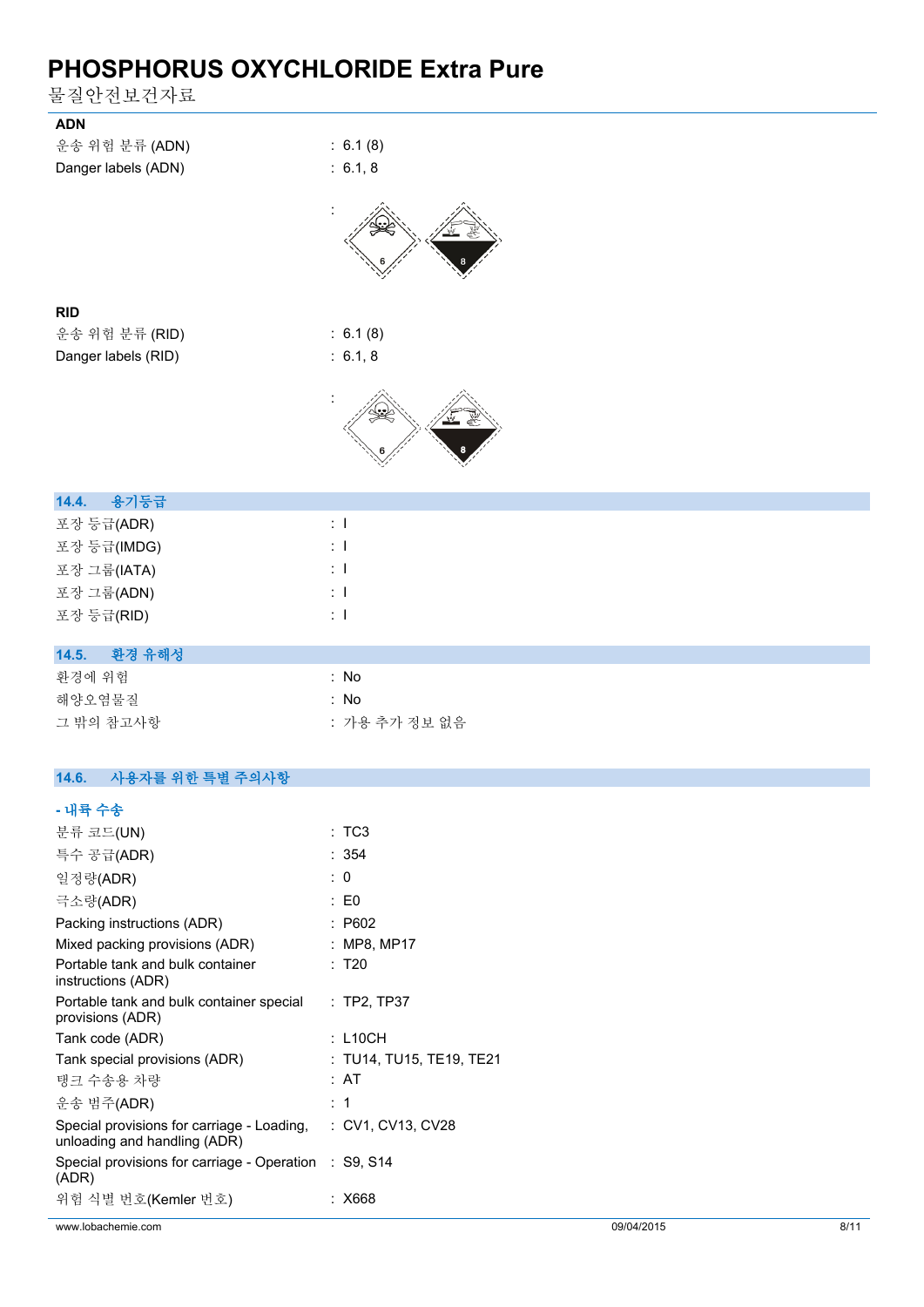### ADN

| | |
|---|---|
| 운송 위험 분류 (ADN) | : 6.1 (8) |
| Danger labels (ADN) | : 6.1, 8 |

### RID

| | |
|---|---|
| 운송 위험 분류 (RID) | : 6.1 (8) |
| Danger labels (RID) | : 6.1, 8 |

## 14.4. 용기등급

| | |
|---|---|
| 포장 등급(ADR) | : I |
| 포장 등급(IMDG) | : I |
| 포장 그룹(IATA) | : I |
| 포장 그룹(ADN) | : I |
| 포장 등급(RID) | : I |

## 14.5. 환경 유해성

| | |
|---|---|
| 환경에 위험 | : No |
| 해양오염물질 | : No |
| 그 밖의 참고사항 | : 가용 추가 정보 없음 |

## 14.6. 사용자를 위한 특별 주의사항

### - 내륙 수송

| | |
|---|---|
| 분류 코드(UN) | : TC3 |
| 특수 공급(ADR) | : 354 |
| 일정량(ADR) | : 0 |
| 극소량(ADR) | : E0 |
| Packing instructions (ADR) | : P602 |
| Mixed packing provisions (ADR) | : MP8, MP17 |
| Portable tank and bulk container instructions (ADR) | : T20 |
| Portable tank and bulk container special provisions (ADR) | : TP2, TP37 |
| Tank code (ADR) | : L10CH |
| Tank special provisions (ADR) | : TU14, TU15, TE19, TE21 |
| 탱크 수송용 차량 | : AT |
| 운송 범주(ADR) | : 1 |
| Special provisions for carriage - Loading, unloading and handling (ADR) | : CV1, CV13, CV28 |
| Special provisions for carriage - Operation (ADR) | : S9, S14 |
| 위험 식별 번호(Kemler 번호) | : X668 |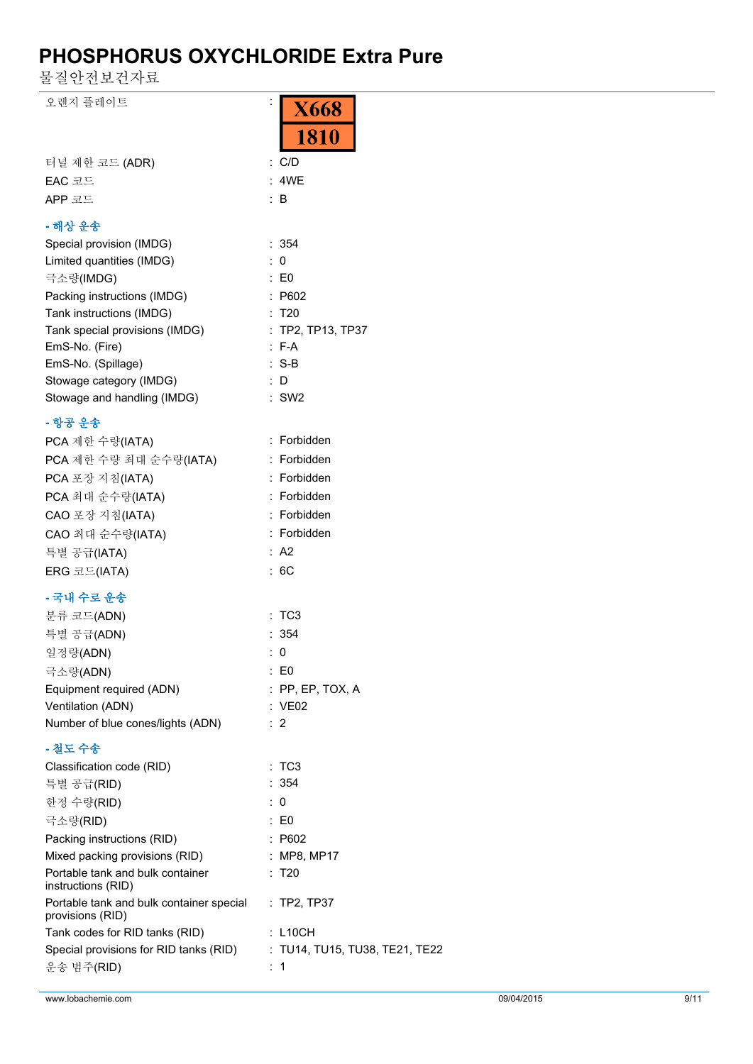# PHOSPHORUS OXYCHLORIDE Extra Pure

물질안전보건자료

| | |
|---|---|
| 오렌지 플레이트 | : X668 / 1810 |
| 터널 제한 코드 (ADR) | : C/D |
| EAC 코드 | : 4WE |
| APP 코드 | : B |

**- 해상 운송**

| | |
|---|---|
| Special provision (IMDG) | : 354 |
| Limited quantities (IMDG) | : 0 |
| 극소량(IMDG) | : E0 |
| Packing instructions (IMDG) | : P602 |
| Tank instructions (IMDG) | : T20 |
| Tank special provisions (IMDG) | : TP2, TP13, TP37 |
| EmS-No. (Fire) | : F-A |
| EmS-No. (Spillage) | : S-B |
| Stowage category (IMDG) | : D |
| Stowage and handling (IMDG) | : SW2 |

**- 항공 운송**

| | |
|---|---|
| PCA 제한 수량(IATA) | : Forbidden |
| PCA 제한 수량 최대 순수량(IATA) | : Forbidden |
| PCA 포장 지침(IATA) | : Forbidden |
| PCA 최대 순수량(IATA) | : Forbidden |
| CAO 포장 지침(IATA) | : Forbidden |
| CAO 최대 순수량(IATA) | : Forbidden |
| 특별 공급(IATA) | : A2 |
| ERG 코드(IATA) | : 6C |

**- 국내 수로 운송**

| | |
|---|---|
| 분류 코드(ADN) | : TC3 |
| 특별 공급(ADN) | : 354 |
| 일정량(ADN) | : 0 |
| 극소량(ADN) | : E0 |
| Equipment required (ADN) | : PP, EP, TOX, A |
| Ventilation (ADN) | : VE02 |
| Number of blue cones/lights (ADN) | : 2 |

**- 철도 수송**

| | |
|---|---|
| Classification code (RID) | : TC3 |
| 특별 공급(RID) | : 354 |
| 한정 수량(RID) | : 0 |
| 극소량(RID) | : E0 |
| Packing instructions (RID) | : P602 |
| Mixed packing provisions (RID) | : MP8, MP17 |
| Portable tank and bulk container instructions (RID) | : T20 |
| Portable tank and bulk container special provisions (RID) | : TP2, TP37 |
| Tank codes for RID tanks (RID) | : L10CH |
| Special provisions for RID tanks (RID) | : TU14, TU15, TU38, TE21, TE22 |
| 운송 범주(RID) | : 1 |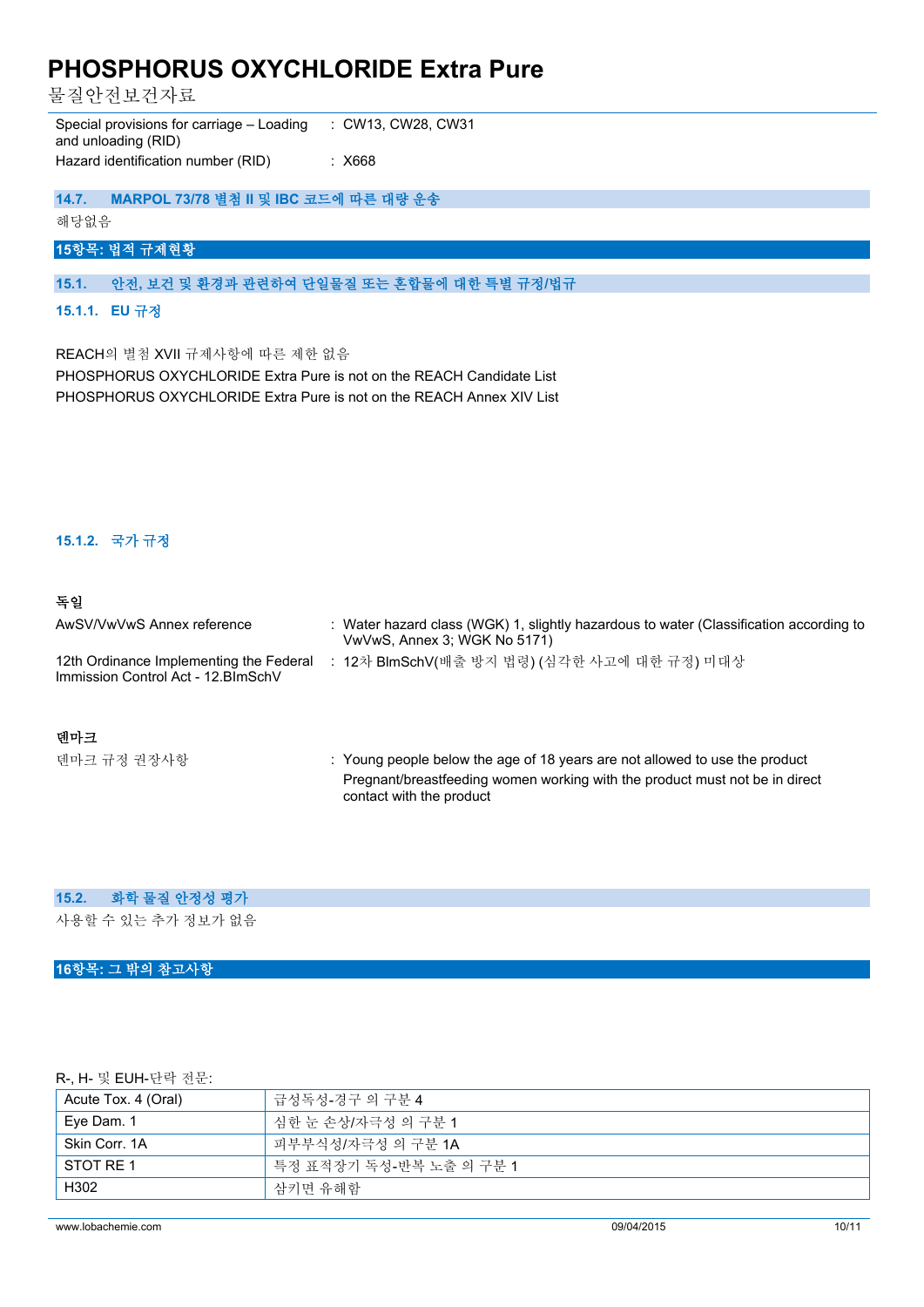| | |
|---|---|
| Special provisions for carriage – Loading and unloading (RID) | : CW13, CW28, CW31 |
| Hazard identification number (RID) | : X668 |

### 14.7. MARPOL 73/78 별첨 II 및 IBC 코드에 따른 대량 운송

해당없음

## 15항목: 법적 규제현황

### 15.1. 안전, 보건 및 환경과 관련하여 단일물질 또는 혼합물에 대한 특별 규정/법규

#### 15.1.1. EU 규정

REACH의 별첨 XVII 규제사항에 따른 제한 없음

PHOSPHORUS OXYCHLORIDE Extra Pure is not on the REACH Candidate List

PHOSPHORUS OXYCHLORIDE Extra Pure is not on the REACH Annex XIV List

#### 15.1.2. 국가 규정

**독일**

| | |
|---|---|
| AwSV/VwVwS Annex reference | : Water hazard class (WGK) 1, slightly hazardous to water (Classification according to VwVwS, Annex 3; WGK No 5171) |
| 12th Ordinance Implementing the Federal Immission Control Act - 12.BImSchV | : 12차 BImSchV(배출 방지 법령) (심각한 사고에 대한 규정) 미대상 |

**덴마크**

| | |
|---|---|
| 덴마크 규정 권장사항 | : Young people below the age of 18 years are not allowed to use the product<br>Pregnant/breastfeeding women working with the product must not be in direct contact with the product |

### 15.2. 화학 물질 안정성 평가

사용할 수 있는 추가 정보가 없음

## 16항목: 그 밖의 참고사항

R-, H- 및 EUH-단락 전문:

| | |
|---|---|
| Acute Tox. 4 (Oral) | 급성독성-경구 의 구분 4 |
| Eye Dam. 1 | 심한 눈 손상/자극성 의 구분 1 |
| Skin Corr. 1A | 피부부식성/자극성 의 구분 1A |
| STOT RE 1 | 특정 표적장기 독성-반복 노출 의 구분 1 |
| H302 | 삼키면 유해함 |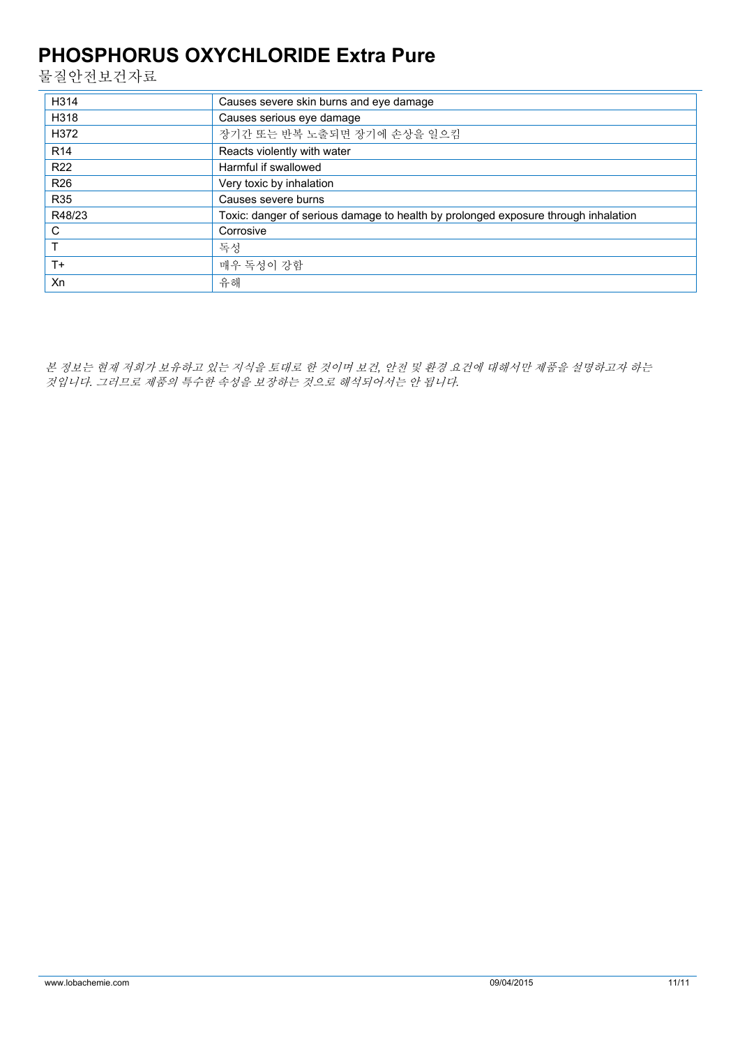| | |
|---|---|
| H314 | Causes severe skin burns and eye damage |
| H318 | Causes serious eye damage |
| H372 | 장기간 또는 반복 노출되면 장기에 손상을 일으킴 |
| R14 | Reacts violently with water |
| R22 | Harmful if swallowed |
| R26 | Very toxic by inhalation |
| R35 | Causes severe burns |
| R48/23 | Toxic: danger of serious damage to health by prolonged exposure through inhalation |
| C | Corrosive |
| T | 독성 |
| T+ | 매우 독성이 강함 |
| Xn | 유해 |

*본 정보는 현재 저희가 보유하고 있는 지식을 토대로 한 것이며 보건, 안전 및 환경 요건에 대해서만 제품을 설명하고자 하는 것입니다. 그러므로 제품의 특수한 속성을 보장하는 것으로 해석되어서는 안 됩니다.*